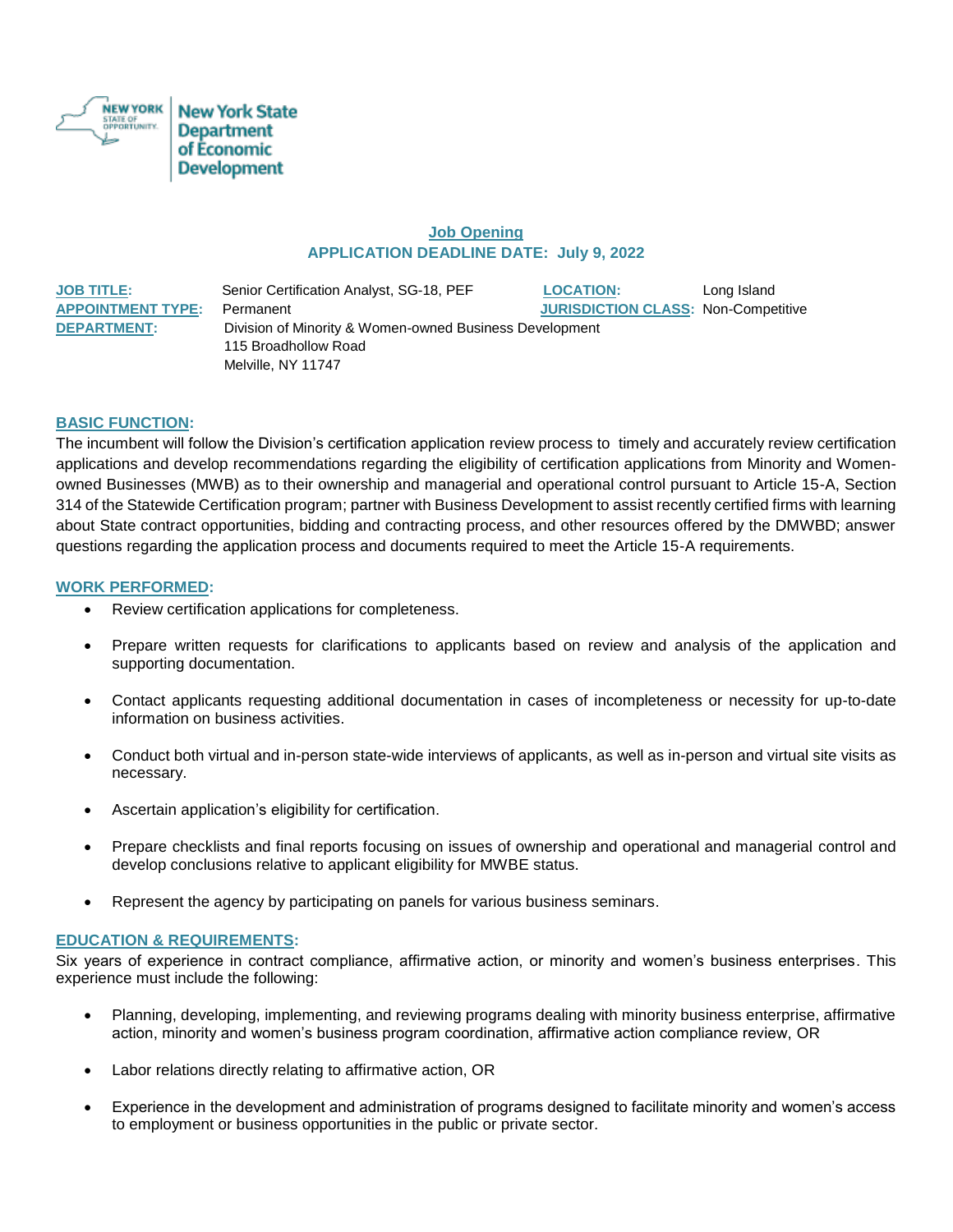New York State Department of Economic Development

## Job Opening

### APPLICATION DEADLINE DATE: July 9, 2022

**JOB TITLE:** Senior Certification Analyst, SG-18, PEF
**LOCATION:** Long Island
**APPOINTMENT TYPE:** Permanent
**JURISDICTION CLASS:** Non-Competitive
**DEPARTMENT:** Division of Minority & Women-owned Business Development
115 Broadhollow Road
Melville, NY 11747

### BASIC FUNCTION:

The incumbent will follow the Division's certification application review process to timely and accurately review certification applications and develop recommendations regarding the eligibility of certification applications from Minority and Women-owned Businesses (MWB) as to their ownership and managerial and operational control pursuant to Article 15-A, Section 314 of the Statewide Certification program; partner with Business Development to assist recently certified firms with learning about State contract opportunities, bidding and contracting process, and other resources offered by the DMWBD; answer questions regarding the application process and documents required to meet the Article 15-A requirements.

### WORK PERFORMED:

- Review certification applications for completeness.
- Prepare written requests for clarifications to applicants based on review and analysis of the application and supporting documentation.
- Contact applicants requesting additional documentation in cases of incompleteness or necessity for up-to-date information on business activities.
- Conduct both virtual and in-person state-wide interviews of applicants, as well as in-person and virtual site visits as necessary.
- Ascertain application's eligibility for certification.
- Prepare checklists and final reports focusing on issues of ownership and operational and managerial control and develop conclusions relative to applicant eligibility for MWBE status.
- Represent the agency by participating on panels for various business seminars.

### EDUCATION & REQUIREMENTS:

Six years of experience in contract compliance, affirmative action, or minority and women's business enterprises. This experience must include the following:

- Planning, developing, implementing, and reviewing programs dealing with minority business enterprise, affirmative action, minority and women's business program coordination, affirmative action compliance review, OR
- Labor relations directly relating to affirmative action, OR
- Experience in the development and administration of programs designed to facilitate minority and women's access to employment or business opportunities in the public or private sector.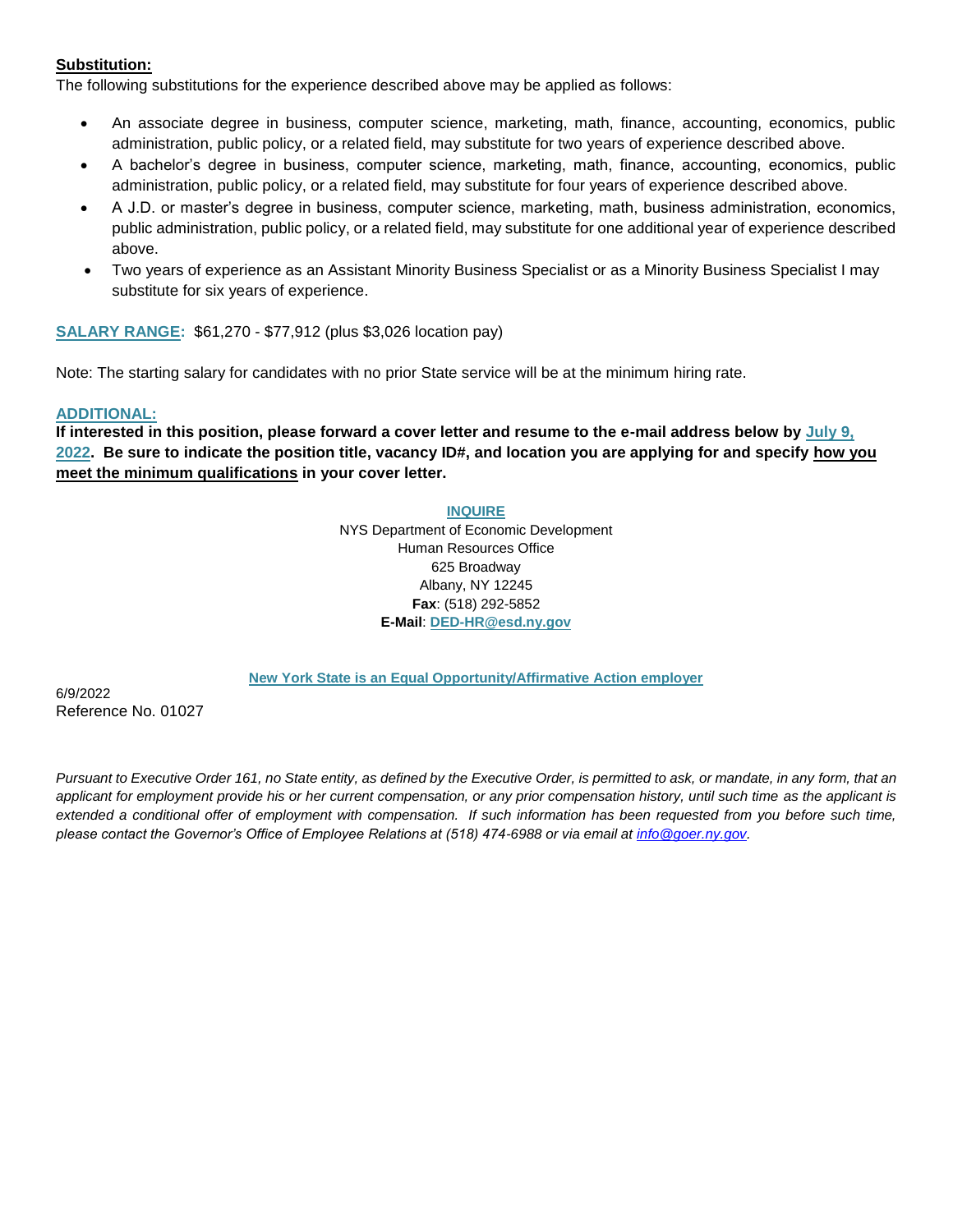**Substitution:**

The following substitutions for the experience described above may be applied as follows:

- An associate degree in business, computer science, marketing, math, finance, accounting, economics, public administration, public policy, or a related field, may substitute for two years of experience described above.
- A bachelor's degree in business, computer science, marketing, math, finance, accounting, economics, public administration, public policy, or a related field, may substitute for four years of experience described above.
- A J.D. or master's degree in business, computer science, marketing, math, business administration, economics, public administration, public policy, or a related field, may substitute for one additional year of experience described above.
- Two years of experience as an Assistant Minority Business Specialist or as a Minority Business Specialist I may substitute for six years of experience.

**SALARY RANGE:** $61,270 - $77,912 (plus $3,026 location pay)

Note: The starting salary for candidates with no prior State service will be at the minimum hiring rate.

**ADDITIONAL:**

**If interested in this position, please forward a cover letter and resume to the e-mail address below by July 9, 2022. Be sure to indicate the position title, vacancy ID#, and location you are applying for and specify how you meet the minimum qualifications in your cover letter.**

**INQUIRE**

NYS Department of Economic Development
Human Resources Office
625 Broadway
Albany, NY 12245
**Fax**: (518) 292-5852
**E-Mail**: DED-HR@esd.ny.gov

**New York State is an Equal Opportunity/Affirmative Action employer**

6/9/2022
Reference No. 01027

*Pursuant to Executive Order 161, no State entity, as defined by the Executive Order, is permitted to ask, or mandate, in any form, that an applicant for employment provide his or her current compensation, or any prior compensation history, until such time as the applicant is extended a conditional offer of employment with compensation. If such information has been requested from you before such time, please contact the Governor's Office of Employee Relations at (518) 474-6988 or via email at info@goer.ny.gov.*